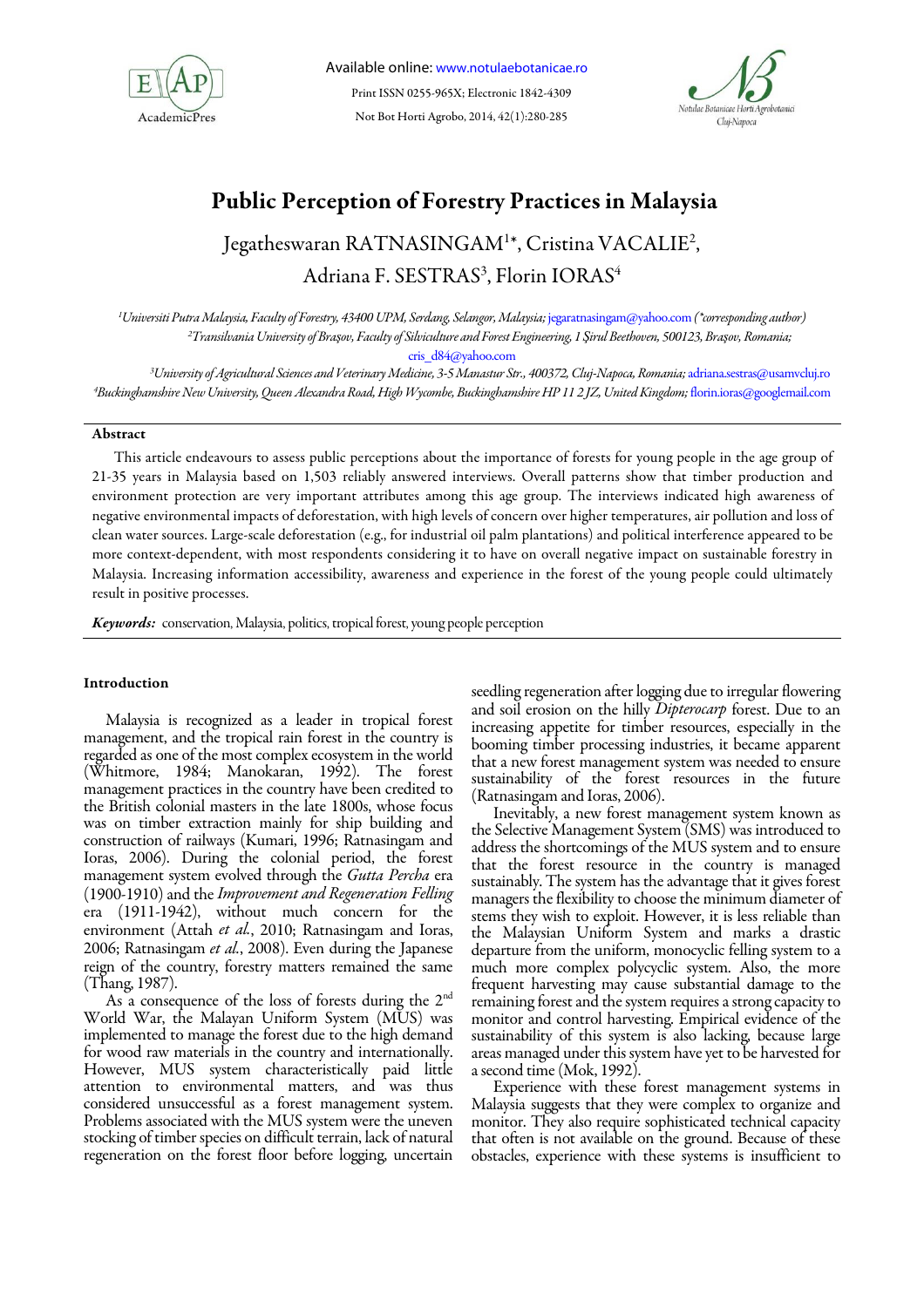# Public Perception of Forestry Practices in Malaysia

Jegatheswaran RATNASINGAM[1*], Cristina VACALIE[2], Adriana F. SESTRAS[3], Florin IORAS[4]

[1]Universiti Putra Malaysia, Faculty of Forestry, 43400 UPM, Serdang, Selangor, Malaysia; jegaratnasingam@yahoo.com (*corresponding author)
[2]Transilvania University of Braşov, Faculty of Silviculture and Forest Engineering, 1 Şirul Beethoven, 500123, Braşov, Romania; cris_d84@yahoo.com
[3]University of Agricultural Sciences and Veterinary Medicine, 3-5 Manastur Str., 400372, Cluj-Napoca, Romania; adriana.sestras@usamvcluj.ro
[4]Buckinghamshire New University, Queen Alexandra Road, High Wycombe, Buckinghamshire HP 11 2JZ, United Kingdom; florin.ioras@googlemail.com

## Abstract

This article endeavours to assess public perceptions about the importance of forests for young people in the age group of 21-35 years in Malaysia based on 1,503 reliably answered interviews. Overall patterns show that timber production and environment protection are very important attributes among this age group. The interviews indicated high awareness of negative environmental impacts of deforestation, with high levels of concern over higher temperatures, air pollution and loss of clean water sources. Large-scale deforestation (e.g., for industrial oil palm plantations) and political interference appeared to be more context-dependent, with most respondents considering it to have on overall negative impact on sustainable forestry in Malaysia. Increasing information accessibility, awareness and experience in the forest of the young people could ultimately result in positive processes.

***Keywords:*** conservation, Malaysia, politics, tropical forest, young people perception

## Introduction

Malaysia is recognized as a leader in tropical forest management, and the tropical rain forest in the country is regarded as one of the most complex ecosystem in the world (Whitmore, 1984; Manokaran, 1992). The forest management practices in the country have been credited to the British colonial masters in the late 1800s, whose focus was on timber extraction mainly for ship building and construction of railways (Kumari, 1996; Ratnasingam and Ioras, 2006). During the colonial period, the forest management system evolved through the *Gutta Percha* era (1900-1910) and the *Improvement and Regeneration Felling* era (1911-1942), without much concern for the environment (Attah *et al.*, 2010; Ratnasingam and Ioras, 2006; Ratnasingam *et al.*, 2008). Even during the Japanese reign of the country, forestry matters remained the same (Thang, 1987).

As a consequence of the loss of forests during the 2nd World War, the Malayan Uniform System (MUS) was implemented to manage the forest due to the high demand for wood raw materials in the country and internationally. However, MUS system characteristically paid little attention to environmental matters, and was thus considered unsuccessful as a forest management system. Problems associated with the MUS system were the uneven stocking of timber species on difficult terrain, lack of natural regeneration on the forest floor before logging, uncertain seedling regeneration after logging due to irregular flowering and soil erosion on the hilly *Dipterocarp* forest. Due to an increasing appetite for timber resources, especially in the booming timber processing industries, it became apparent that a new forest management system was needed to ensure sustainability of the forest resources in the future (Ratnasingam and Ioras, 2006).

Inevitably, a new forest management system known as the Selective Management System (SMS) was introduced to address the shortcomings of the MUS system and to ensure that the forest resource in the country is managed sustainably. The system has the advantage that it gives forest managers the flexibility to choose the minimum diameter of stems they wish to exploit. However, it is less reliable than the Malaysian Uniform System and marks a drastic departure from the uniform, monocyclic felling system to a much more complex polycyclic system. Also, the more frequent harvesting may cause substantial damage to the remaining forest and the system requires a strong capacity to monitor and control harvesting. Empirical evidence of the sustainability of this system is also lacking, because large areas managed under this system have yet to be harvested for a second time (Mok, 1992).

Experience with these forest management systems in Malaysia suggests that they were complex to organize and monitor. They also require sophisticated technical capacity that often is not available on the ground. Because of these obstacles, experience with these systems is insufficient to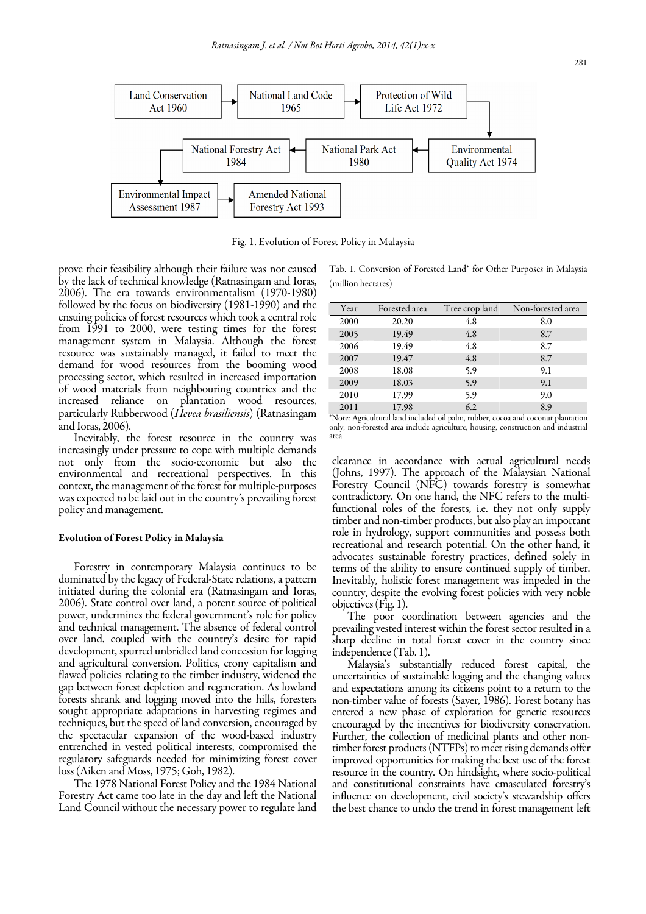Land Conservation Act 1960

National Land Code 1965

Protection of Wild Life Act 1972

Environmental Quality Act 1974

National Park Act 1980

National Forestry Act 1984

Environmental Impact Assessment 1987

Amended National Forestry Act 1993

Fig. 1. Evolution of Forest Policy in Malaysia

prove their feasibility although their failure was not caused by the lack of technical knowledge (Ratnasingam and Ioras, 2006). The era towards environmentalism (1970-1980) followed by the focus on biodiversity (1981-1990) and the ensuing policies of forest resources which took a central role from 1991 to 2000, were testing times for the forest management system in Malaysia. Although the forest resource was sustainably managed, it failed to meet the demand for wood resources from the booming wood processing sector, which resulted in increased importation of wood materials from neighbouring countries and the increased reliance on plantation wood resources, particularly Rubberwood (*Hevea brasiliensis*) (Ratnasingam and Ioras, 2006).

Inevitably, the forest resource in the country was increasingly under pressure to cope with multiple demands not only from the socio-economic but also the environmental and recreational perspectives. In this context, the management of the forest for multiple-purposes was expected to be laid out in the country's prevailing forest policy and management.

### Evolution of Forest Policy in Malaysia

Forestry in contemporary Malaysia continues to be dominated by the legacy of Federal-State relations, a pattern initiated during the colonial era (Ratnasingam and Ioras, 2006). State control over land, a potent source of political power, undermines the federal government's role for policy and technical management. The absence of federal control over land, coupled with the country's desire for rapid development, spurred unbridled land concession for logging and agricultural conversion. Politics, crony capitalism and flawed policies relating to the timber industry, widened the gap between forest depletion and regeneration. As lowland forests shrank and logging moved into the hills, foresters sought appropriate adaptations in harvesting regimes and techniques, but the speed of land conversion, encouraged by the spectacular expansion of the wood-based industry entrenched in vested political interests, compromised the regulatory safeguards needed for minimizing forest cover loss (Aiken and Moss, 1975; Goh, 1982).

The 1978 National Forest Policy and the 1984 National Forestry Act came too late in the day and left the National Land Council without the necessary power to regulate land clearance in accordance with actual agricultural needs (Johns, 1997). The approach of the Malaysian National Forestry Council (NFC) towards forestry is somewhat contradictory. On one hand, the NFC refers to the multi-functional roles of the forests, i.e. they not only supply timber and non-timber products, but also play an important role in hydrology, support communities and possess both recreational and research potential. On the other hand, it advocates sustainable forestry practices, defined solely in terms of the ability to ensure continued supply of timber. Inevitably, holistic forest management was impeded in the country, despite the evolving forest policies with very noble objectives (Fig. 1).

The poor coordination between agencies and the prevailing vested interest within the forest sector resulted in a sharp decline in total forest cover in the country since independence (Tab. 1).

Tab. 1. Conversion of Forested Land* for Other Purposes in Malaysia (million hectares)

| Year | Forested area | Tree crop land | Non-forested area |
|---|---|---|---|
| 2000 | 20.20 | 4.8 | 8.0 |
| 2005 | 19.49 | 4.8 | 8.7 |
| 2006 | 19.49 | 4.8 | 8.7 |
| 2007 | 19.47 | 4.8 | 8.7 |
| 2008 | 18.08 | 5.9 | 9.1 |
| 2009 | 18.03 | 5.9 | 9.1 |
| 2010 | 17.99 | 5.9 | 9.0 |
| 2011 | 17.98 | 6.2 | 8.9 |

*Note: Agricultural land included oil palm, rubber, cocoa and coconut plantation only; non-forested area include agriculture, housing, construction and industrial area

Malaysia's substantially reduced forest capital, the uncertainties of sustainable logging and the changing values and expectations among its citizens point to a return to the non-timber value of forests (Sayer, 1986). Forest botany has entered a new phase of exploration for genetic resources encouraged by the incentives for biodiversity conservation. Further, the collection of medicinal plants and other non-timber forest products (NTFPs) to meet rising demands offer improved opportunities for making the best use of the forest resource in the country. On hindsight, where socio-political and constitutional constraints have emasculated forestry's influence on development, civil society's stewardship offers the best chance to undo the trend in forest management left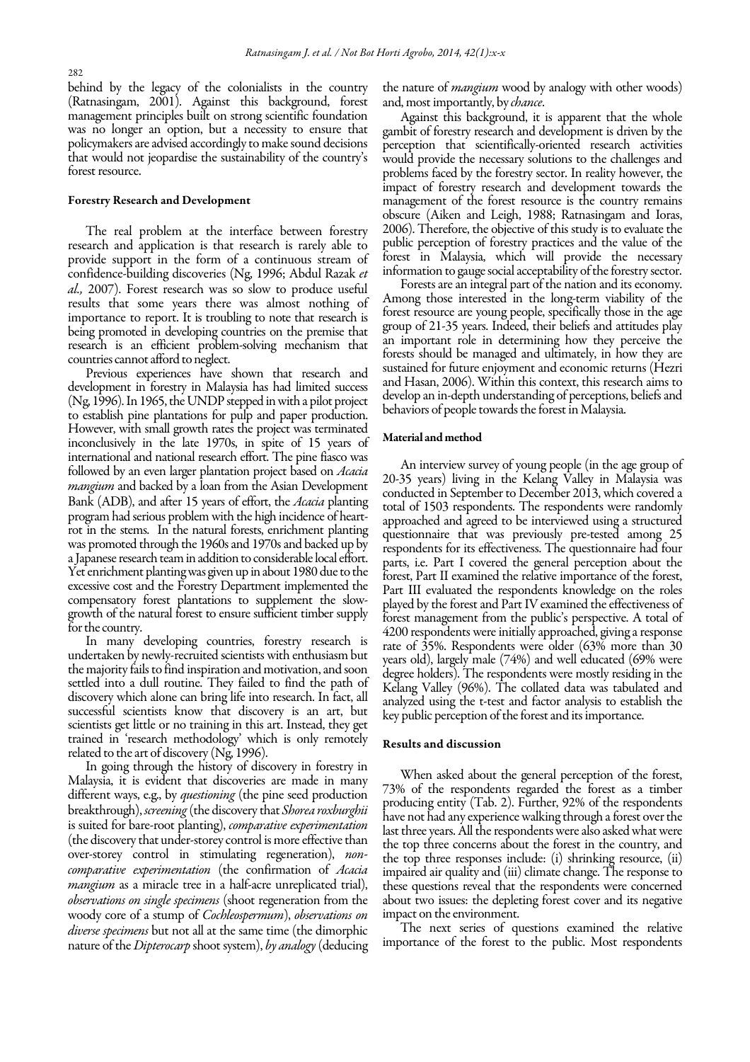behind by the legacy of the colonialists in the country (Ratnasingam, 2001). Against this background, forest management principles built on strong scientific foundation was no longer an option, but a necessity to ensure that policymakers are advised accordingly to make sound decisions that would not jeopardise the sustainability of the country's forest resource.

## Forestry Research and Development

The real problem at the interface between forestry research and application is that research is rarely able to provide support in the form of a continuous stream of confidence-building discoveries (Ng, 1996; Abdul Razak *et al.,* 2007). Forest research was so slow to produce useful results that some years there was almost nothing of importance to report. It is troubling to note that research is being promoted in developing countries on the premise that research is an efficient problem-solving mechanism that countries cannot afford to neglect.

Previous experiences have shown that research and development in forestry in Malaysia has had limited success (Ng, 1996). In 1965, the UNDP stepped in with a pilot project to establish pine plantations for pulp and paper production. However, with small growth rates the project was terminated inconclusively in the late 1970s, in spite of 15 years of international and national research effort. The pine fiasco was followed by an even larger plantation project based on *Acacia mangium* and backed by a loan from the Asian Development Bank (ADB), and after 15 years of effort, the *Acacia* planting program had serious problem with the high incidence of heart-rot in the stems. In the natural forests, enrichment planting was promoted through the 1960s and 1970s and backed up by a Japanese research team in addition to considerable local effort. Yet enrichment planting was given up in about 1980 due to the excessive cost and the Forestry Department implemented the compensatory forest plantations to supplement the slow-growth of the natural forest to ensure sufficient timber supply for the country.

In many developing countries, forestry research is undertaken by newly-recruited scientists with enthusiasm but the majority fails to find inspiration and motivation, and soon settled into a dull routine. They failed to find the path of discovery which alone can bring life into research. In fact, all successful scientists know that discovery is an art, but scientists get little or no training in this art. Instead, they get trained in 'research methodology' which is only remotely related to the art of discovery (Ng, 1996).

In going through the history of discovery in forestry in Malaysia, it is evident that discoveries are made in many different ways, e.g., by *questioning* (the pine seed production breakthrough), *screening* (the discovery that *Shorea roxburghii* is suited for bare-root planting), *comparative experimentation* (the discovery that under-storey control is more effective than over-storey control in stimulating regeneration), *non-comparative experimentation* (the confirmation of *Acacia mangium* as a miracle tree in a half-acre unreplicated trial), *observations on single specimens* (shoot regeneration from the woody core of a stump of *Cochleospermum*), *observations on diverse specimens* but not all at the same time (the dimorphic nature of the *Dipterocarp* shoot system), *by analogy* (deducing the nature of *mangium* wood by analogy with other woods) and, most importantly, by *chance*.

Against this background, it is apparent that the whole gambit of forestry research and development is driven by the perception that scientifically-oriented research activities would provide the necessary solutions to the challenges and problems faced by the forestry sector. In reality however, the impact of forestry research and development towards the management of the forest resource is the country remains obscure (Aiken and Leigh, 1988; Ratnasingam and Ioras, 2006). Therefore, the objective of this study is to evaluate the public perception of forestry practices and the value of the forest in Malaysia, which will provide the necessary information to gauge social acceptability of the forestry sector.

Forests are an integral part of the nation and its economy. Among those interested in the long-term viability of the forest resource are young people, specifically those in the age group of 21-35 years. Indeed, their beliefs and attitudes play an important role in determining how they perceive the forests should be managed and ultimately, in how they are sustained for future enjoyment and economic returns (Hezri and Hasan, 2006). Within this context, this research aims to develop an in-depth understanding of perceptions, beliefs and behaviors of people towards the forest in Malaysia.

## Material and method

An interview survey of young people (in the age group of 20-35 years) living in the Kelang Valley in Malaysia was conducted in September to December 2013, which covered a total of 1503 respondents. The respondents were randomly approached and agreed to be interviewed using a structured questionnaire that was previously pre-tested among 25 respondents for its effectiveness. The questionnaire had four parts, i.e. Part I covered the general perception about the forest, Part II examined the relative importance of the forest, Part III evaluated the respondents knowledge on the roles played by the forest and Part IV examined the effectiveness of forest management from the public's perspective. A total of 4200 respondents were initially approached, giving a response rate of 35%. Respondents were older (63% more than 30 years old), largely male (74%) and well educated (69% were degree holders). The respondents were mostly residing in the Kelang Valley (96%). The collated data was tabulated and analyzed using the t-test and factor analysis to establish the key public perception of the forest and its importance.

## Results and discussion

When asked about the general perception of the forest, 73% of the respondents regarded the forest as a timber producing entity (Tab. 2). Further, 92% of the respondents have not had any experience walking through a forest over the last three years. All the respondents were also asked what were the top three concerns about the forest in the country, and the top three responses include: (i) shrinking resource, (ii) impaired air quality and (iii) climate change. The response to these questions reveal that the respondents were concerned about two issues: the depleting forest cover and its negative impact on the environment.

The next series of questions examined the relative importance of the forest to the public. Most respondents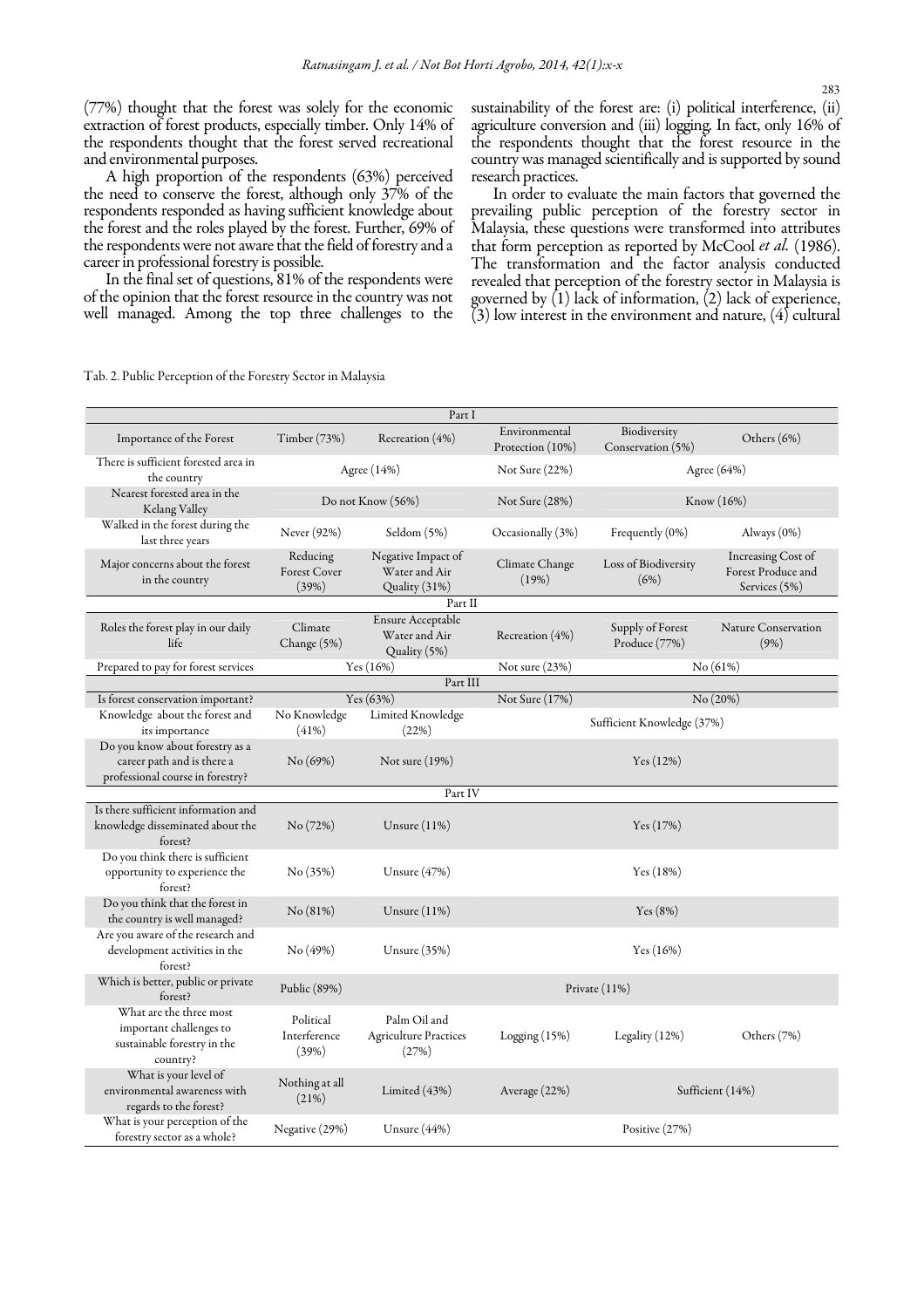(77%) thought that the forest was solely for the economic extraction of forest products, especially timber. Only 14% of the respondents thought that the forest served recreational and environmental purposes.

A high proportion of the respondents (63%) perceived the need to conserve the forest, although only 37% of the respondents responded as having sufficient knowledge about the forest and the roles played by the forest. Further, 69% of the respondents were not aware that the field of forestry and a career in professional forestry is possible.

In the final set of questions, 81% of the respondents were of the opinion that the forest resource in the country was not well managed. Among the top three challenges to the sustainability of the forest are: (i) political interference, (ii) agriculture conversion and (iii) logging. In fact, only 16% of the respondents thought that the forest resource in the country was managed scientifically and is supported by sound research practices.

In order to evaluate the main factors that governed the prevailing public perception of the forestry sector in Malaysia, these questions were transformed into attributes that form perception as reported by McCool *et al.* (1986). The transformation and the factor analysis conducted revealed that perception of the forestry sector in Malaysia is governed by (1) lack of information, (2) lack of experience, (3) low interest in the environment and nature, (4) cultural

Tab. 2. Public Perception of the Forestry Sector in Malaysia

| Part I | | | | | |
|---|---|---|---|---|---|
| Importance of the Forest | Timber (73%) | Recreation (4%) | Environmental Protection (10%) | Biodiversity Conservation (5%) | Others (6%) |
| There is sufficient forested area in the country | Agree (14%) | | Not Sure (22%) | Agree (64%) | |
| Nearest forested area in the Kelang Valley | Do not Know (56%) | | Not Sure (28%) | Know (16%) | |
| Walked in the forest during the last three years | Never (92%) | Seldom (5%) | Occasionally (3%) | Frequently (0%) | Always (0%) |
| Major concerns about the forest in the country | Reducing Forest Cover (39%) | Negative Impact of Water and Air Quality (31%) | Climate Change (19%) | Loss of Biodiversity (6%) | Increasing Cost of Forest Produce and Services (5%) |
| **Part II** | | | | | |
| Roles the forest play in our daily life | Climate Change (5%) | Ensure Acceptable Water and Air Quality (5%) | Recreation (4%) | Supply of Forest Produce (77%) | Nature Conservation (9%) |
| Prepared to pay for forest services | Yes (16%) | | Not sure (23%) | No (61%) | |
| **Part III** | | | | | |
| Is forest conservation important? | Yes (63%) | | Not Sure (17%) | No (20%) | |
| Knowledge about the forest and its importance | No Knowledge (41%) | Limited Knowledge (22%) | Sufficient Knowledge (37%) | | |
| Do you know about forestry as a career path and is there a professional course in forestry? | No (69%) | Not sure (19%) | Yes (12%) | | |
| **Part IV** | | | | | |
| Is there sufficient information and knowledge disseminated about the forest? | No (72%) | Unsure (11%) | Yes (17%) | | |
| Do you think there is sufficient opportunity to experience the forest? | No (35%) | Unsure (47%) | Yes (18%) | | |
| Do you think that the forest in the country is well managed? | No (81%) | Unsure (11%) | Yes (8%) | | |
| Are you aware of the research and development activities in the forest? | No (49%) | Unsure (35%) | Yes (16%) | | |
| Which is better, public or private forest? | Public (89%) | Private (11%) | | | |
| What are the three most important challenges to sustainable forestry in the country? | Political Interference (39%) | Palm Oil and Agriculture Practices (27%) | Logging (15%) | Legality (12%) | Others (7%) |
| What is your level of environmental awareness with regards to the forest? | Nothing at all (21%) | Limited (43%) | Average (22%) | Sufficient (14%) | |
| What is your perception of the forestry sector as a whole? | Negative (29%) | Unsure (44%) | Positive (27%) | | |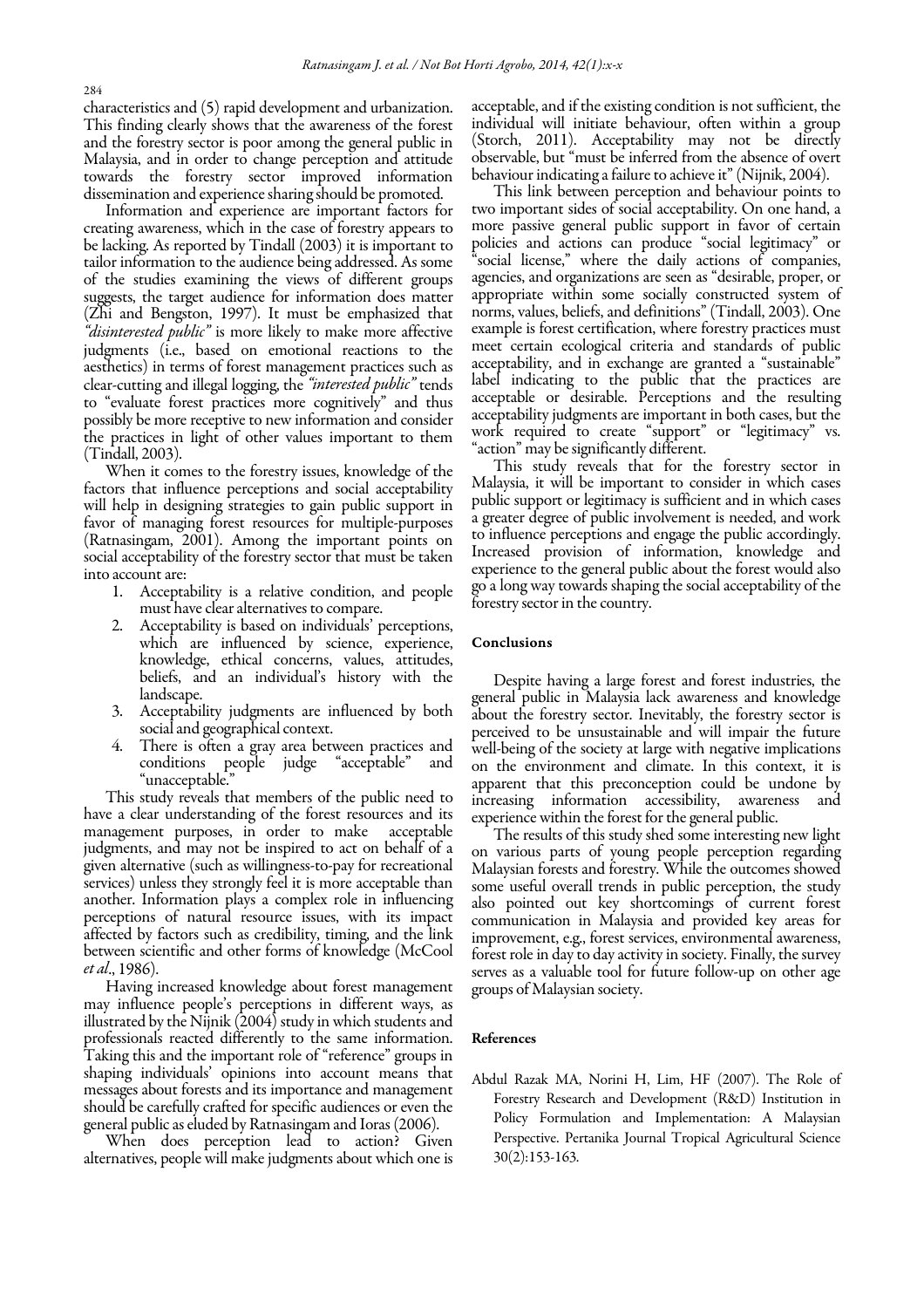characteristics and (5) rapid development and urbanization. This finding clearly shows that the awareness of the forest and the forestry sector is poor among the general public in Malaysia, and in order to change perception and attitude towards the forestry sector improved information dissemination and experience sharing should be promoted.

Information and experience are important factors for creating awareness, which in the case of forestry appears to be lacking. As reported by Tindall (2003) it is important to tailor information to the audience being addressed. As some of the studies examining the views of different groups suggests, the target audience for information does matter (Zhi and Bengston, 1997). It must be emphasized that *"disinterested public"* is more likely to make more affective judgments (i.e., based on emotional reactions to the aesthetics) in terms of forest management practices such as clear-cutting and illegal logging, the *"interested public"* tends to "evaluate forest practices more cognitively" and thus possibly be more receptive to new information and consider the practices in light of other values important to them (Tindall, 2003).

When it comes to the forestry issues, knowledge of the factors that influence perceptions and social acceptability will help in designing strategies to gain public support in favor of managing forest resources for multiple-purposes (Ratnasingam, 2001). Among the important points on social acceptability of the forestry sector that must be taken into account are:

1. Acceptability is a relative condition, and people must have clear alternatives to compare.
2. Acceptability is based on individuals' perceptions, which are influenced by science, experience, knowledge, ethical concerns, values, attitudes, beliefs, and an individual's history with the landscape.
3. Acceptability judgments are influenced by both social and geographical context.
4. There is often a gray area between practices and conditions people judge "acceptable" and "unacceptable."

This study reveals that members of the public need to have a clear understanding of the forest resources and its management purposes, in order to make acceptable judgments, and may not be inspired to act on behalf of a given alternative (such as willingness-to-pay for recreational services) unless they strongly feel it is more acceptable than another. Information plays a complex role in influencing perceptions of natural resource issues, with its impact affected by factors such as credibility, timing, and the link between scientific and other forms of knowledge (McCool *et al*., 1986).

Having increased knowledge about forest management may influence people's perceptions in different ways, as illustrated by the Nijnik (2004) study in which students and professionals reacted differently to the same information. Taking this and the important role of "reference" groups in shaping individuals' opinions into account means that messages about forests and its importance and management should be carefully crafted for specific audiences or even the general public as eluded by Ratnasingam and Ioras (2006).

When does perception lead to action? Given alternatives, people will make judgments about which one is acceptable, and if the existing condition is not sufficient, the individual will initiate behaviour, often within a group (Storch, 2011). Acceptability may not be directly observable, but "must be inferred from the absence of overt behaviour indicating a failure to achieve it" (Nijnik, 2004).

This link between perception and behaviour points to two important sides of social acceptability. On one hand, a more passive general public support in favor of certain policies and actions can produce "social legitimacy" or "social license," where the daily actions of companies, agencies, and organizations are seen as "desirable, proper, or appropriate within some socially constructed system of norms, values, beliefs, and definitions" (Tindall, 2003). One example is forest certification, where forestry practices must meet certain ecological criteria and standards of public acceptability, and in exchange are granted a "sustainable" label indicating to the public that the practices are acceptable or desirable. Perceptions and the resulting acceptability judgments are important in both cases, but the work required to create "support" or "legitimacy" vs. "action" may be significantly different.

This study reveals that for the forestry sector in Malaysia, it will be important to consider in which cases public support or legitimacy is sufficient and in which cases a greater degree of public involvement is needed, and work to influence perceptions and engage the public accordingly. Increased provision of information, knowledge and experience to the general public about the forest would also go a long way towards shaping the social acceptability of the forestry sector in the country.

## Conclusions

Despite having a large forest and forest industries, the general public in Malaysia lack awareness and knowledge about the forestry sector. Inevitably, the forestry sector is perceived to be unsustainable and will impair the future well-being of the society at large with negative implications on the environment and climate. In this context, it is apparent that this preconception could be undone by increasing information accessibility, awareness and experience within the forest for the general public.

The results of this study shed some interesting new light on various parts of young people perception regarding Malaysian forests and forestry. While the outcomes showed some useful overall trends in public perception, the study also pointed out key shortcomings of current forest communication in Malaysia and provided key areas for improvement, e.g., forest services, environmental awareness, forest role in day to day activity in society. Finally, the survey serves as a valuable tool for future follow-up on other age groups of Malaysian society.

## References

Abdul Razak MA, Norini H, Lim, HF (2007). The Role of Forestry Research and Development (R&D) Institution in Policy Formulation and Implementation: A Malaysian Perspective. Pertanika Journal Tropical Agricultural Science 30(2):153-163.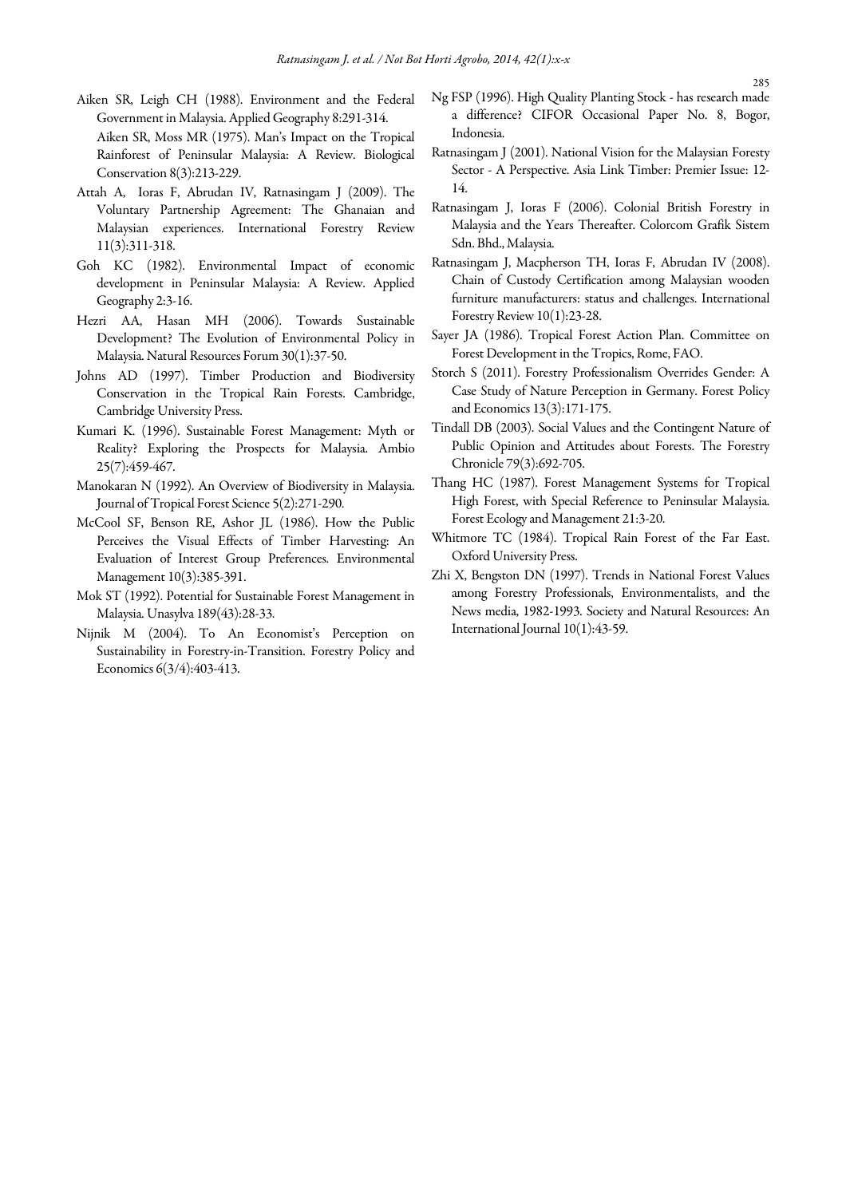Aiken SR, Leigh CH (1988). Environment and the Federal Government in Malaysia. Applied Geography 8:291-314.

Aiken SR, Moss MR (1975). Man's Impact on the Tropical Rainforest of Peninsular Malaysia: A Review. Biological Conservation 8(3):213-229.

Attah A, Ioras F, Abrudan IV, Ratnasingam J (2009). The Voluntary Partnership Agreement: The Ghanaian and Malaysian experiences. International Forestry Review 11(3):311-318.

Goh KC (1982). Environmental Impact of economic development in Peninsular Malaysia: A Review. Applied Geography 2:3-16.

Hezri AA, Hasan MH (2006). Towards Sustainable Development? The Evolution of Environmental Policy in Malaysia. Natural Resources Forum 30(1):37-50.

Johns AD (1997). Timber Production and Biodiversity Conservation in the Tropical Rain Forests. Cambridge, Cambridge University Press.

Kumari K. (1996). Sustainable Forest Management: Myth or Reality? Exploring the Prospects for Malaysia. Ambio 25(7):459-467.

Manokaran N (1992). An Overview of Biodiversity in Malaysia. Journal of Tropical Forest Science 5(2):271-290.

McCool SF, Benson RE, Ashor JL (1986). How the Public Perceives the Visual Effects of Timber Harvesting: An Evaluation of Interest Group Preferences. Environmental Management 10(3):385-391.

Mok ST (1992). Potential for Sustainable Forest Management in Malaysia. Unasylva 189(43):28-33.

Nijnik M (2004). To An Economist's Perception on Sustainability in Forestry-in-Transition. Forestry Policy and Economics 6(3/4):403-413.

Ng FSP (1996). High Quality Planting Stock - has research made a difference? CIFOR Occasional Paper No. 8, Bogor, Indonesia.

Ratnasingam J (2001). National Vision for the Malaysian Foresty Sector - A Perspective. Asia Link Timber: Premier Issue: 12-14.

Ratnasingam J, Ioras F (2006). Colonial British Forestry in Malaysia and the Years Thereafter. Colorcom Grafik Sistem Sdn. Bhd., Malaysia.

Ratnasingam J, Macpherson TH, Ioras F, Abrudan IV (2008). Chain of Custody Certification among Malaysian wooden furniture manufacturers: status and challenges. International Forestry Review 10(1):23-28.

Sayer JA (1986). Tropical Forest Action Plan. Committee on Forest Development in the Tropics, Rome, FAO.

Storch S (2011). Forestry Professionalism Overrides Gender: A Case Study of Nature Perception in Germany. Forest Policy and Economics 13(3):171-175.

Tindall DB (2003). Social Values and the Contingent Nature of Public Opinion and Attitudes about Forests. The Forestry Chronicle 79(3):692-705.

Thang HC (1987). Forest Management Systems for Tropical High Forest, with Special Reference to Peninsular Malaysia. Forest Ecology and Management 21:3-20.

Whitmore TC (1984). Tropical Rain Forest of the Far East. Oxford University Press.

Zhi X, Bengston DN (1997). Trends in National Forest Values among Forestry Professionals, Environmentalists, and the News media, 1982-1993. Society and Natural Resources: An International Journal 10(1):43-59.